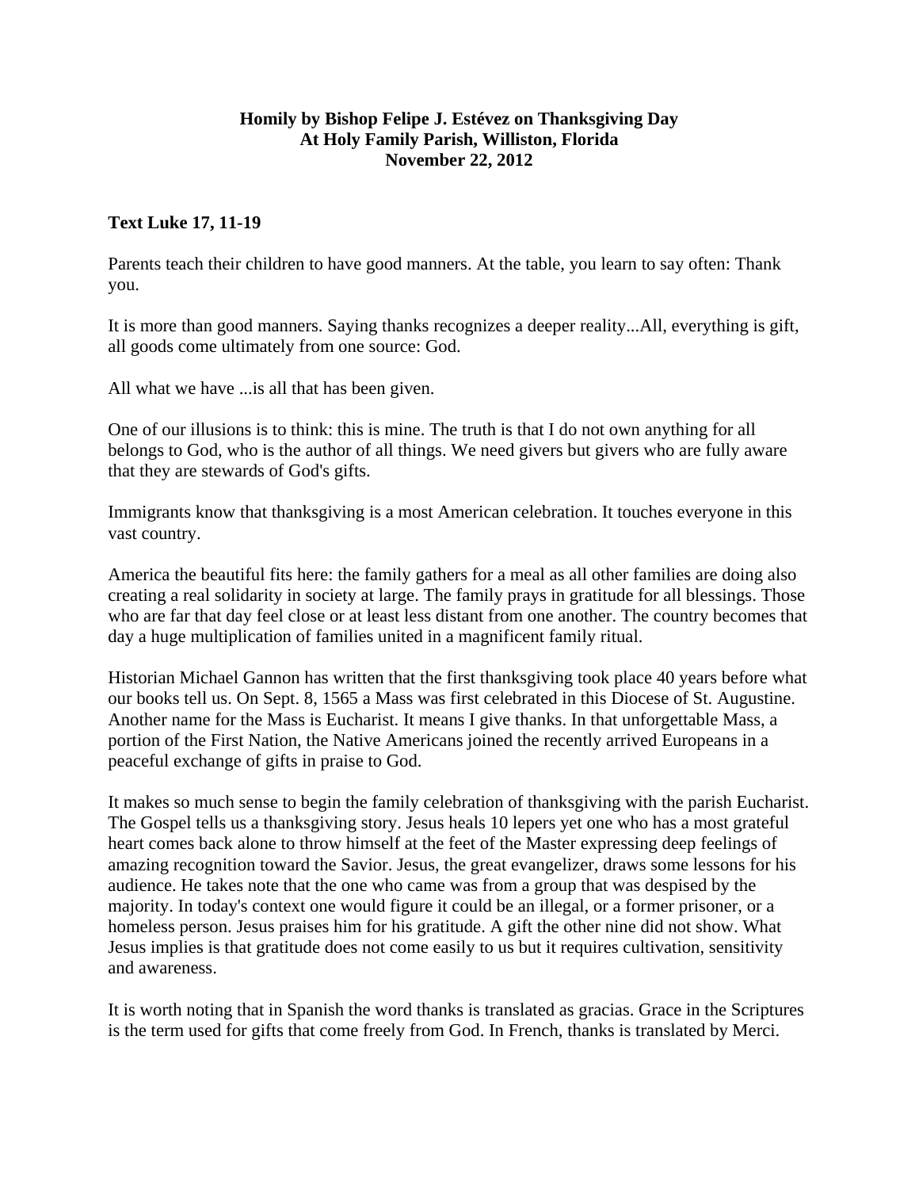**Homily by Bishop Felipe J. Estévez on Thanksgiving Day**
**At Holy Family Parish, Williston, Florida**
**November 22, 2012**

**Text Luke 17, 11-19**

Parents teach their children to have good manners. At the table, you learn to say often: Thank you.

It is more than good manners. Saying thanks recognizes a deeper reality...All, everything is gift, all goods come ultimately from one source: God.

All what we have ...is all that has been given.

One of our illusions is to think: this is mine. The truth is that I do not own anything for all belongs to God, who is the author of all things. We need givers but givers who are fully aware that they are stewards of God's gifts.

Immigrants know that thanksgiving is a most American celebration. It touches everyone in this vast country.

America the beautiful fits here: the family gathers for a meal as all other families are doing also creating a real solidarity in society at large. The family prays in gratitude for all blessings. Those who are far that day feel close or at least less distant from one another. The country becomes that day a huge multiplication of families united in a magnificent family ritual.

Historian Michael Gannon has written that the first thanksgiving took place 40 years before what our books tell us. On Sept. 8, 1565 a Mass was first celebrated in this Diocese of St. Augustine. Another name for the Mass is Eucharist. It means I give thanks. In that unforgettable Mass, a portion of the First Nation, the Native Americans joined the recently arrived Europeans in a peaceful exchange of gifts in praise to God.

It makes so much sense to begin the family celebration of thanksgiving with the parish Eucharist. The Gospel tells us a thanksgiving story. Jesus heals 10 lepers yet one who has a most grateful heart comes back alone to throw himself at the feet of the Master expressing deep feelings of amazing recognition toward the Savior. Jesus, the great evangelizer, draws some lessons for his audience. He takes note that the one who came was from a group that was despised by the majority. In today's context one would figure it could be an illegal, or a former prisoner, or a homeless person. Jesus praises him for his gratitude. A gift the other nine did not show. What Jesus implies is that gratitude does not come easily to us but it requires cultivation, sensitivity and awareness.

It is worth noting that in Spanish the word thanks is translated as gracias. Grace in the Scriptures is the term used for gifts that come freely from God. In French, thanks is translated by Merci.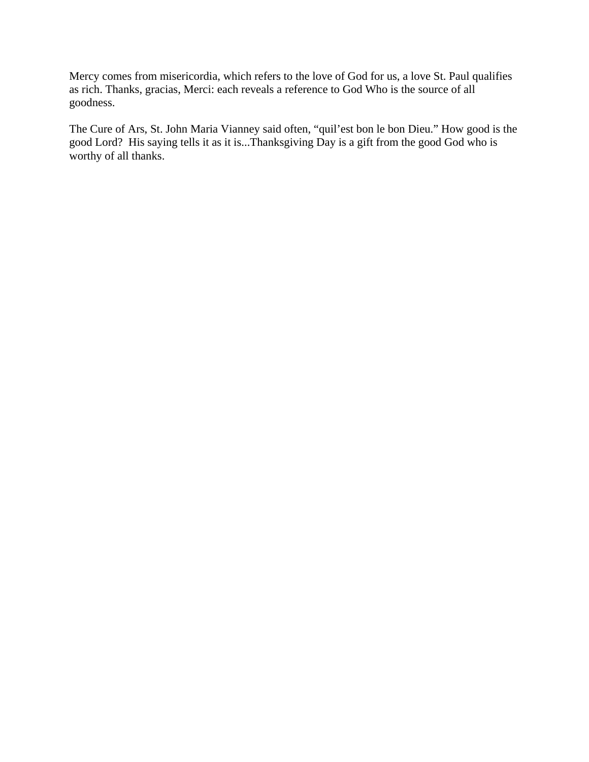Mercy comes from misericordia, which refers to the love of God for us, a love St. Paul qualifies as rich. Thanks, gracias, Merci: each reveals a reference to God Who is the source of all goodness.

The Cure of Ars, St. John Maria Vianney said often, "quil'est bon le bon Dieu." How good is the good Lord? His saying tells it as it is...Thanksgiving Day is a gift from the good God who is worthy of all thanks.